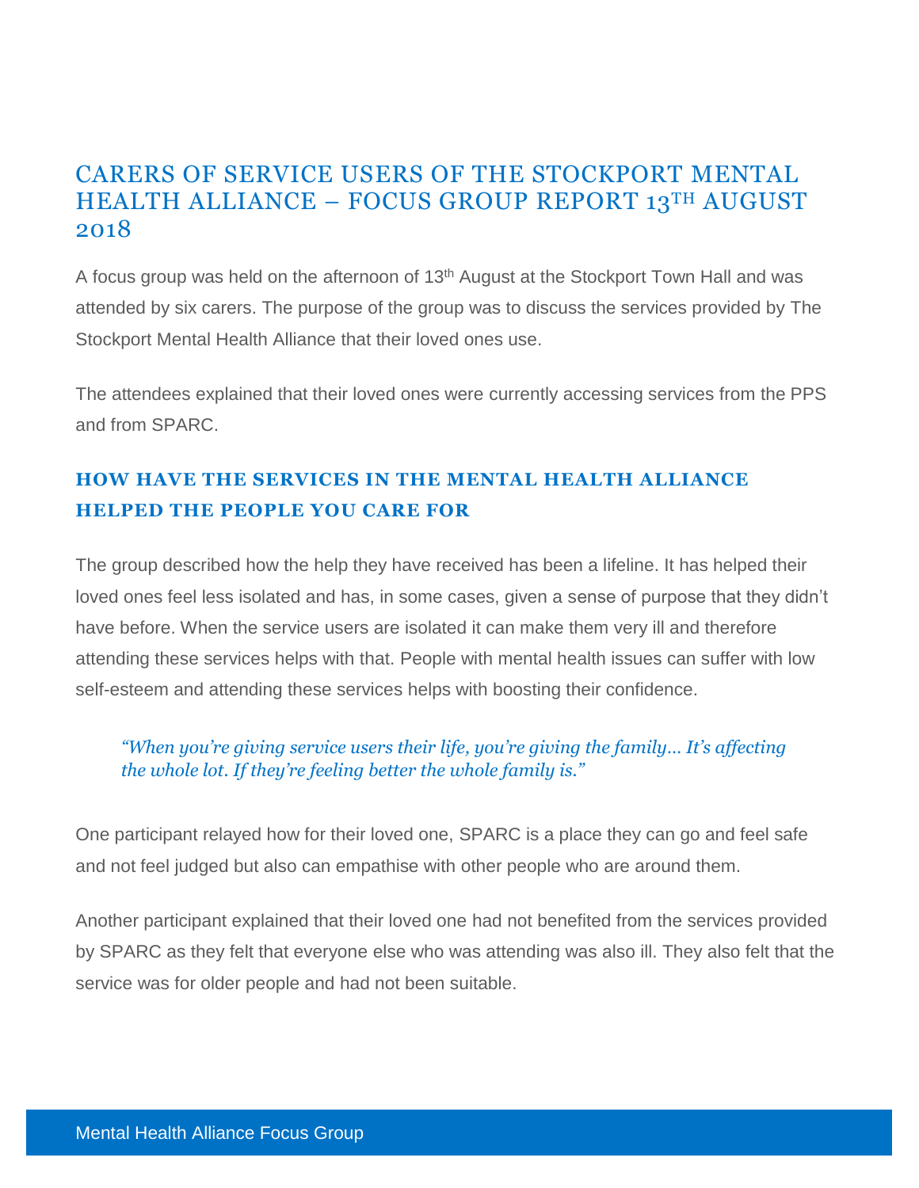# CARERS OF SERVICE USERS OF THE STOCKPORT MENTAL HEALTH ALLIANCE – FOCUS GROUP REPORT 13TH AUGUST 2018

A focus group was held on the afternoon of 13th August at the Stockport Town Hall and was attended by six carers. The purpose of the group was to discuss the services provided by The Stockport Mental Health Alliance that their loved ones use.

The attendees explained that their loved ones were currently accessing services from the PPS and from SPARC.

## HOW HAVE THE SERVICES IN THE MENTAL HEALTH ALLIANCE HELPED THE PEOPLE YOU CARE FOR

The group described how the help they have received has been a lifeline. It has helped their loved ones feel less isolated and has, in some cases, given a sense of purpose that they didn't have before. When the service users are isolated it can make them very ill and therefore attending these services helps with that. People with mental health issues can suffer with low self-esteem and attending these services helps with boosting their confidence.

> *"When you're giving service users their life, you're giving the family… It's affecting the whole lot. If they're feeling better the whole family is."*

One participant relayed how for their loved one, SPARC is a place they can go and feel safe and not feel judged but also can empathise with other people who are around them.

Another participant explained that their loved one had not benefited from the services provided by SPARC as they felt that everyone else who was attending was also ill. They also felt that the service was for older people and had not been suitable.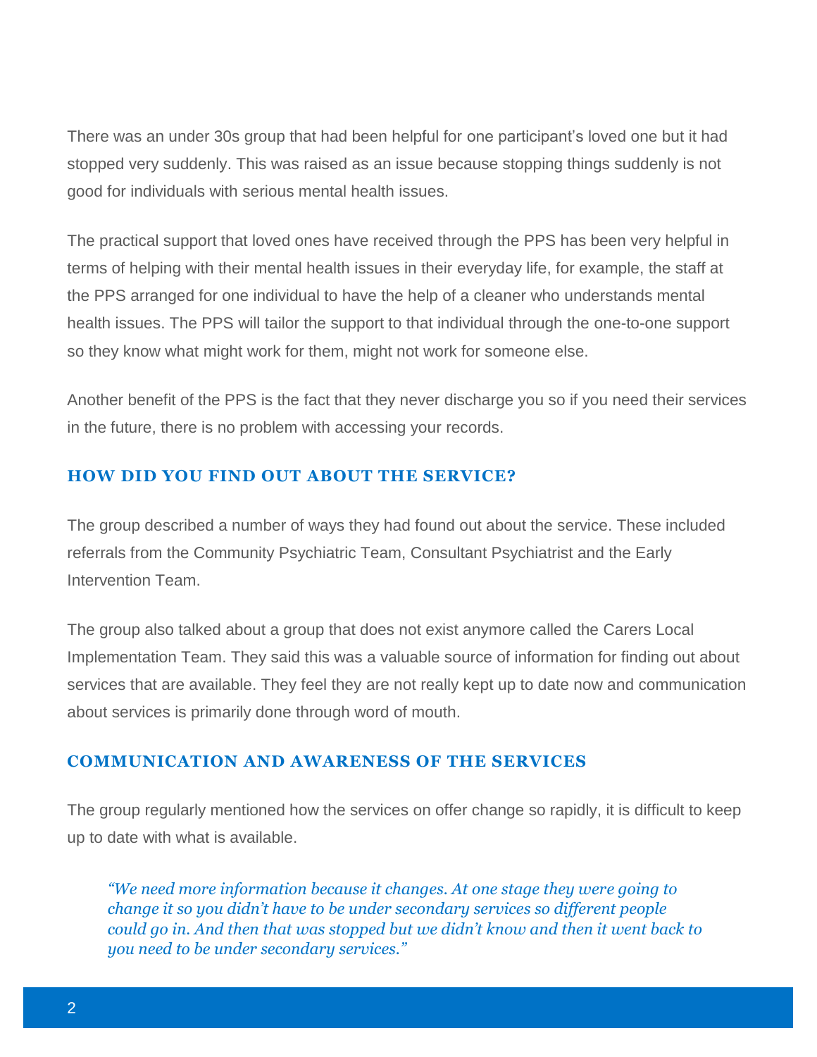There was an under 30s group that had been helpful for one participant's loved one but it had stopped very suddenly. This was raised as an issue because stopping things suddenly is not good for individuals with serious mental health issues.

The practical support that loved ones have received through the PPS has been very helpful in terms of helping with their mental health issues in their everyday life, for example, the staff at the PPS arranged for one individual to have the help of a cleaner who understands mental health issues. The PPS will tailor the support to that individual through the one-to-one support so they know what might work for them, might not work for someone else.

Another benefit of the PPS is the fact that they never discharge you so if you need their services in the future, there is no problem with accessing your records.

## HOW DID YOU FIND OUT ABOUT THE SERVICE?

The group described a number of ways they had found out about the service. These included referrals from the Community Psychiatric Team, Consultant Psychiatrist and the Early Intervention Team.

The group also talked about a group that does not exist anymore called the Carers Local Implementation Team. They said this was a valuable source of information for finding out about services that are available. They feel they are not really kept up to date now and communication about services is primarily done through word of mouth.

## COMMUNICATION AND AWARENESS OF THE SERVICES

The group regularly mentioned how the services on offer change so rapidly, it is difficult to keep up to date with what is available.

> *"We need more information because it changes. At one stage they were going to change it so you didn't have to be under secondary services so different people could go in. And then that was stopped but we didn't know and then it went back to you need to be under secondary services."*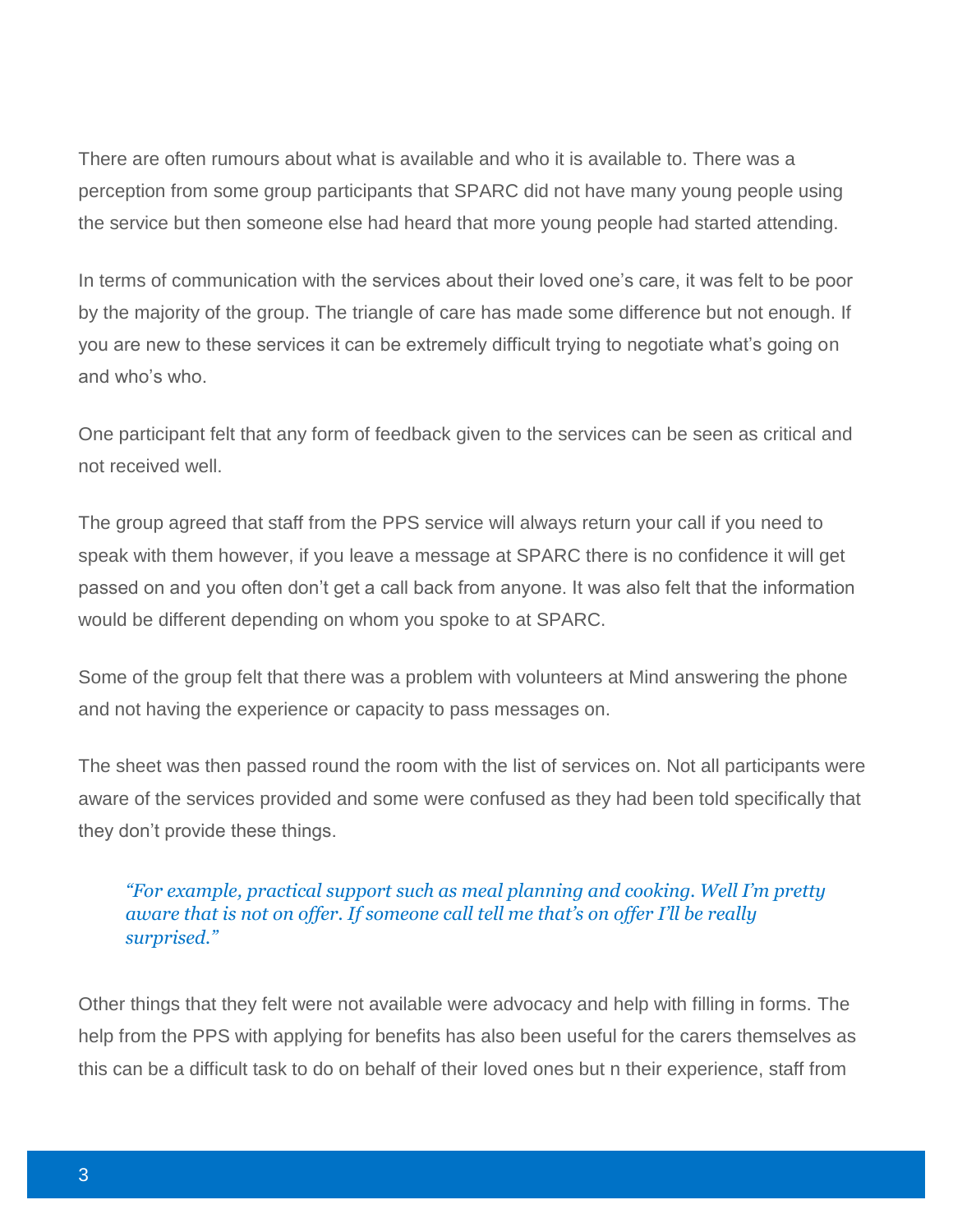There are often rumours about what is available and who it is available to. There was a perception from some group participants that SPARC did not have many young people using the service but then someone else had heard that more young people had started attending.

In terms of communication with the services about their loved one's care, it was felt to be poor by the majority of the group. The triangle of care has made some difference but not enough. If you are new to these services it can be extremely difficult trying to negotiate what's going on and who's who.

One participant felt that any form of feedback given to the services can be seen as critical and not received well.

The group agreed that staff from the PPS service will always return your call if you need to speak with them however, if you leave a message at SPARC there is no confidence it will get passed on and you often don't get a call back from anyone. It was also felt that the information would be different depending on whom you spoke to at SPARC.

Some of the group felt that there was a problem with volunteers at Mind answering the phone and not having the experience or capacity to pass messages on.

The sheet was then passed round the room with the list of services on. Not all participants were aware of the services provided and some were confused as they had been told specifically that they don't provide these things.

> *"For example, practical support such as meal planning and cooking. Well I'm pretty aware that is not on offer. If someone call tell me that's on offer I'll be really surprised."*

Other things that they felt were not available were advocacy and help with filling in forms. The help from the PPS with applying for benefits has also been useful for the carers themselves as this can be a difficult task to do on behalf of their loved ones but n their experience, staff from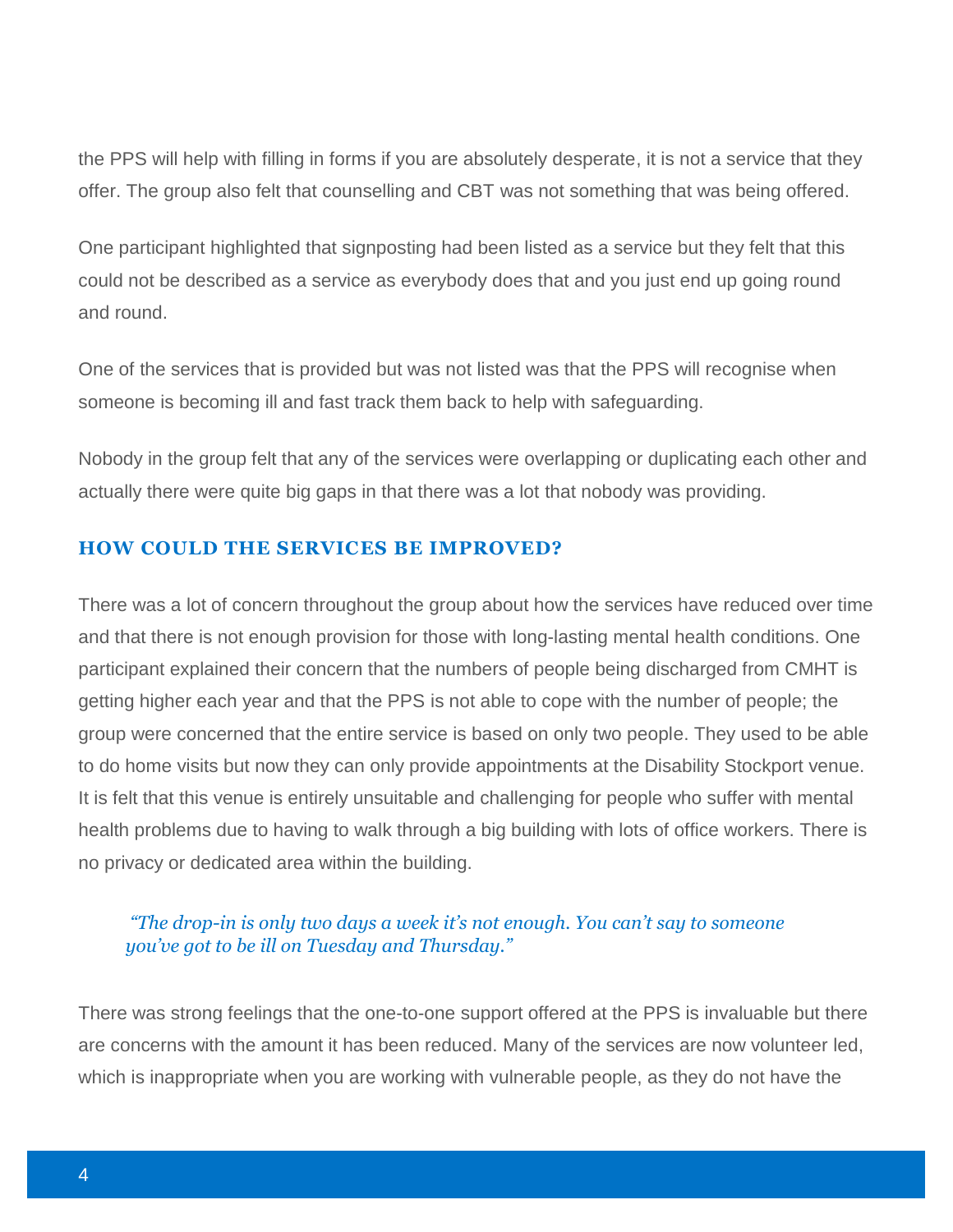the PPS will help with filling in forms if you are absolutely desperate, it is not a service that they offer. The group also felt that counselling and CBT was not something that was being offered.

One participant highlighted that signposting had been listed as a service but they felt that this could not be described as a service as everybody does that and you just end up going round and round.

One of the services that is provided but was not listed was that the PPS will recognise when someone is becoming ill and fast track them back to help with safeguarding.

Nobody in the group felt that any of the services were overlapping or duplicating each other and actually there were quite big gaps in that there was a lot that nobody was providing.

### HOW COULD THE SERVICES BE IMPROVED?

There was a lot of concern throughout the group about how the services have reduced over time and that there is not enough provision for those with long-lasting mental health conditions. One participant explained their concern that the numbers of people being discharged from CMHT is getting higher each year and that the PPS is not able to cope with the number of people; the group were concerned that the entire service is based on only two people. They used to be able to do home visits but now they can only provide appointments at the Disability Stockport venue. It is felt that this venue is entirely unsuitable and challenging for people who suffer with mental health problems due to having to walk through a big building with lots of office workers. There is no privacy or dedicated area within the building.

> *"The drop-in is only two days a week it's not enough. You can't say to someone you've got to be ill on Tuesday and Thursday."*

There was strong feelings that the one-to-one support offered at the PPS is invaluable but there are concerns with the amount it has been reduced. Many of the services are now volunteer led, which is inappropriate when you are working with vulnerable people, as they do not have the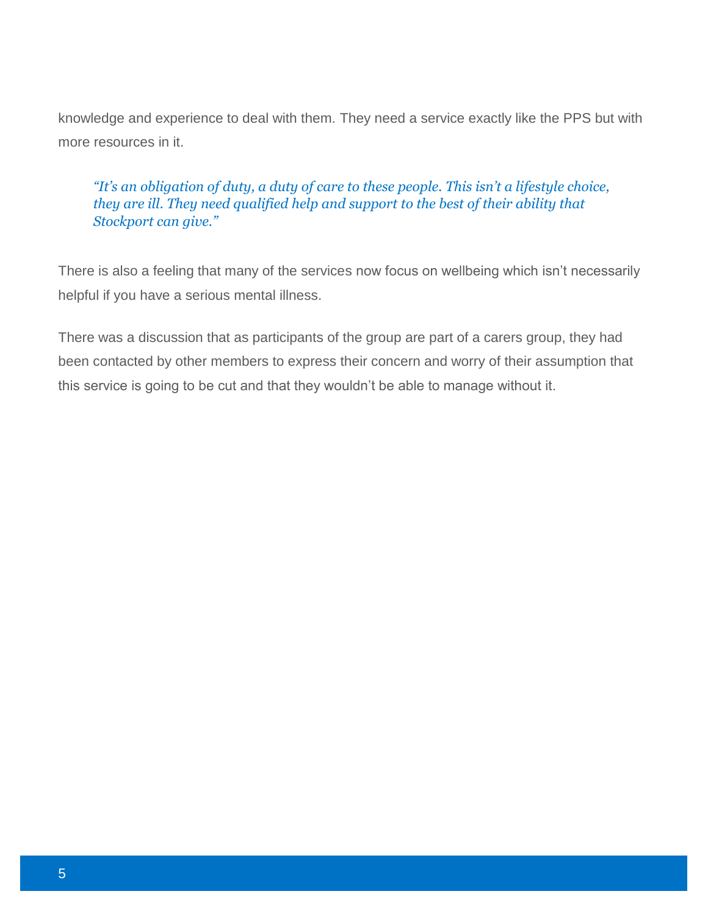knowledge and experience to deal with them. They need a service exactly like the PPS but with more resources in it.

> *"It's an obligation of duty, a duty of care to these people. This isn't a lifestyle choice, they are ill. They need qualified help and support to the best of their ability that Stockport can give."*

There is also a feeling that many of the services now focus on wellbeing which isn't necessarily helpful if you have a serious mental illness.

There was a discussion that as participants of the group are part of a carers group, they had been contacted by other members to express their concern and worry of their assumption that this service is going to be cut and that they wouldn't be able to manage without it.